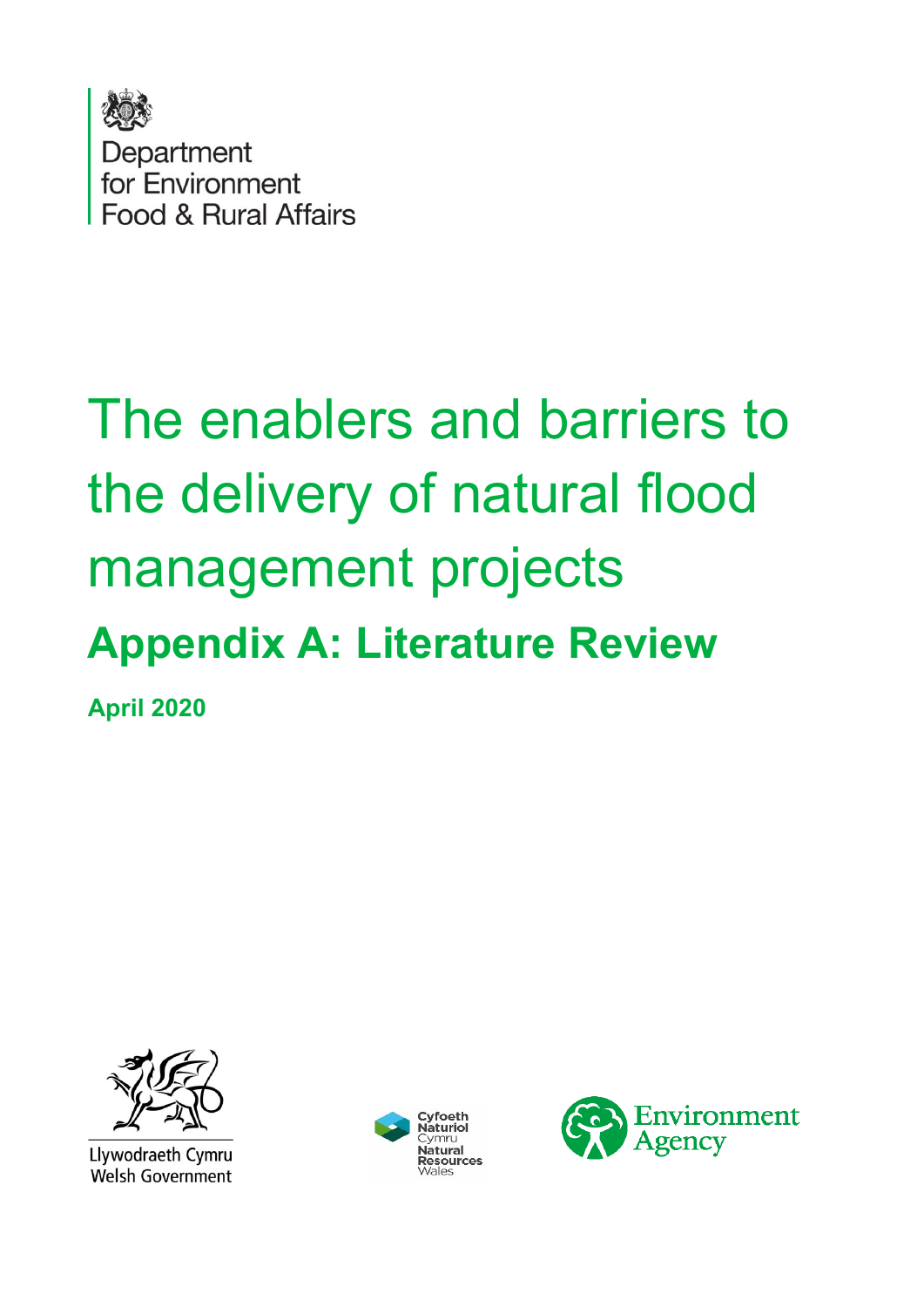Department
for Environment
Food & Rural Affairs

# The enablers and barriers to the delivery of natural flood management projects

## Appendix A: Literature Review

**April 2020**

Llywodraeth Cymru
Welsh Government

Cyfoeth Naturiol Cymru
Natural Resources Wales

Environment Agency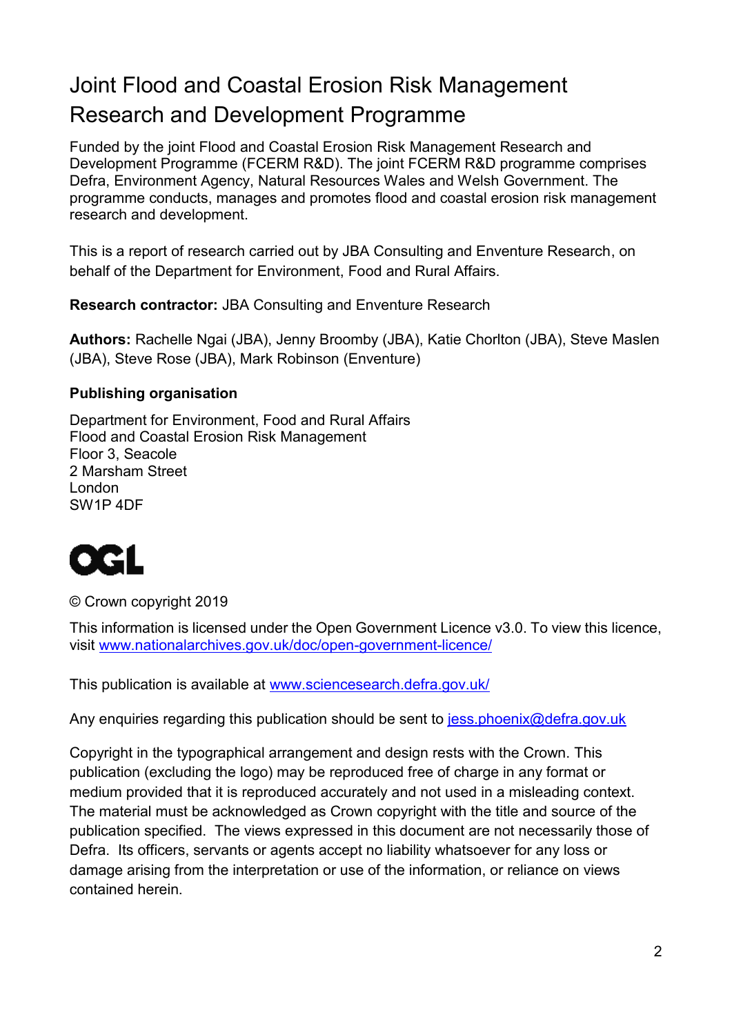# Joint Flood and Coastal Erosion Risk Management Research and Development Programme

Funded by the joint Flood and Coastal Erosion Risk Management Research and Development Programme (FCERM R&D). The joint FCERM R&D programme comprises Defra, Environment Agency, Natural Resources Wales and Welsh Government. The programme conducts, manages and promotes flood and coastal erosion risk management research and development.

This is a report of research carried out by JBA Consulting and Enventure Research, on behalf of the Department for Environment, Food and Rural Affairs.

**Research contractor:** JBA Consulting and Enventure Research

**Authors:** Rachelle Ngai (JBA), Jenny Broomby (JBA), Katie Chorlton (JBA), Steve Maslen (JBA), Steve Rose (JBA), Mark Robinson (Enventure)

**Publishing organisation**

Department for Environment, Food and Rural Affairs
Flood and Coastal Erosion Risk Management
Floor 3, Seacole
2 Marsham Street
London
SW1P 4DF

OGL

© Crown copyright 2019

This information is licensed under the Open Government Licence v3.0. To view this licence, visit www.nationalarchives.gov.uk/doc/open-government-licence/

This publication is available at www.sciencesearch.defra.gov.uk/

Any enquiries regarding this publication should be sent to jess.phoenix@defra.gov.uk

Copyright in the typographical arrangement and design rests with the Crown. This publication (excluding the logo) may be reproduced free of charge in any format or medium provided that it is reproduced accurately and not used in a misleading context. The material must be acknowledged as Crown copyright with the title and source of the publication specified. The views expressed in this document are not necessarily those of Defra. Its officers, servants or agents accept no liability whatsoever for any loss or damage arising from the interpretation or use of the information, or reliance on views contained herein.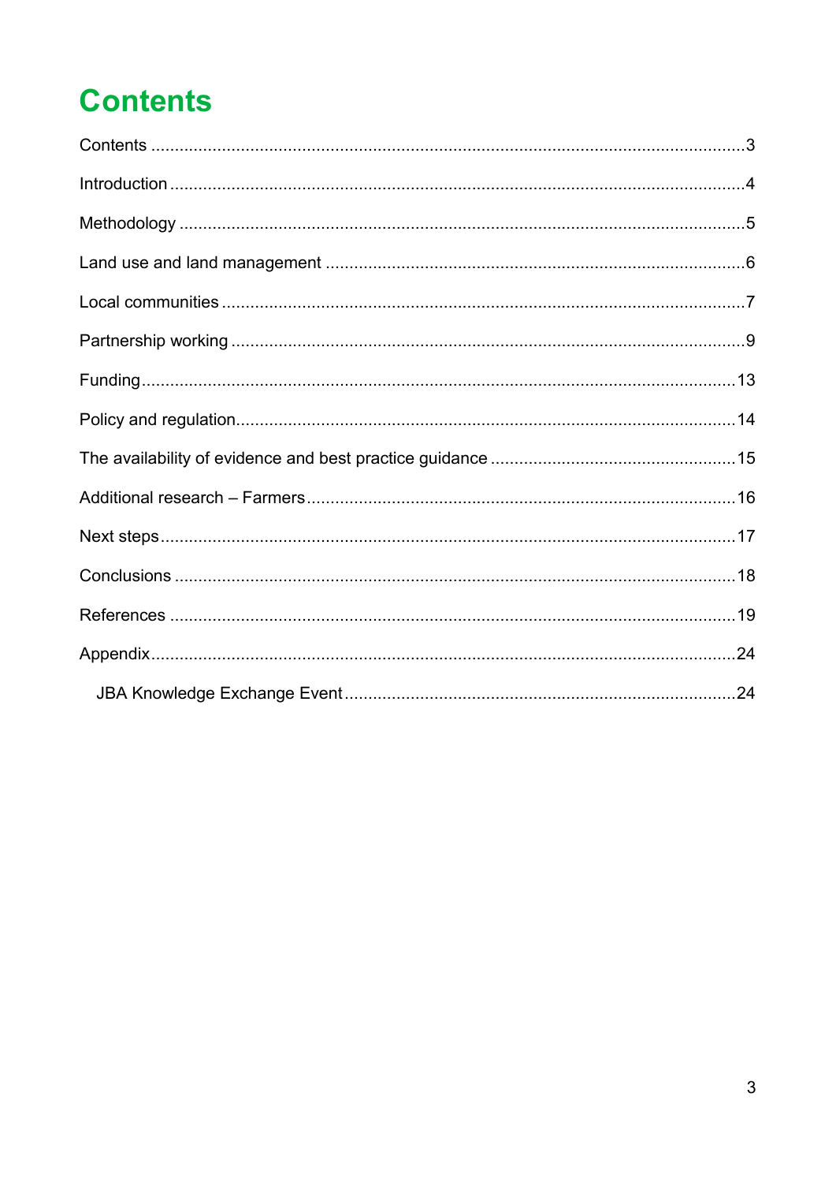# Contents

Contents ........................................................................................................................3

Introduction ....................................................................................................................4

Methodology ..................................................................................................................5

Land use and land management ...................................................................................6

Local communities .........................................................................................................7

Partnership working .......................................................................................................9

Funding........................................................................................................................13

Policy and regulation....................................................................................................14

The availability of evidence and best practice guidance ..............................................15

Additional research – Farmers.....................................................................................16

Next steps....................................................................................................................17

Conclusions .................................................................................................................18

References ..................................................................................................................19

Appendix......................................................................................................................24

  JBA Knowledge Exchange Event ..............................................................................24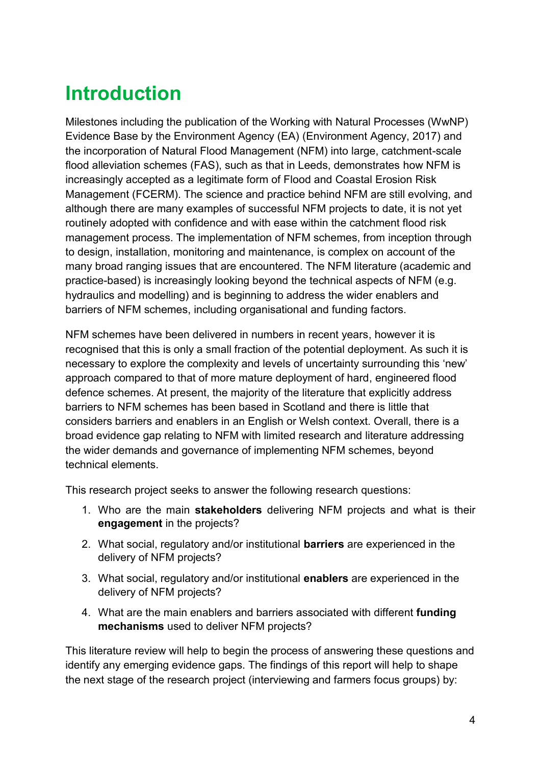# Introduction

Milestones including the publication of the Working with Natural Processes (WwNP) Evidence Base by the Environment Agency (EA) (Environment Agency, 2017) and the incorporation of Natural Flood Management (NFM) into large, catchment-scale flood alleviation schemes (FAS), such as that in Leeds, demonstrates how NFM is increasingly accepted as a legitimate form of Flood and Coastal Erosion Risk Management (FCERM). The science and practice behind NFM are still evolving, and although there are many examples of successful NFM projects to date, it is not yet routinely adopted with confidence and with ease within the catchment flood risk management process. The implementation of NFM schemes, from inception through to design, installation, monitoring and maintenance, is complex on account of the many broad ranging issues that are encountered. The NFM literature (academic and practice-based) is increasingly looking beyond the technical aspects of NFM (e.g. hydraulics and modelling) and is beginning to address the wider enablers and barriers of NFM schemes, including organisational and funding factors.

NFM schemes have been delivered in numbers in recent years, however it is recognised that this is only a small fraction of the potential deployment. As such it is necessary to explore the complexity and levels of uncertainty surrounding this 'new' approach compared to that of more mature deployment of hard, engineered flood defence schemes. At present, the majority of the literature that explicitly address barriers to NFM schemes has been based in Scotland and there is little that considers barriers and enablers in an English or Welsh context. Overall, there is a broad evidence gap relating to NFM with limited research and literature addressing the wider demands and governance of implementing NFM schemes, beyond technical elements.

This research project seeks to answer the following research questions:

1. Who are the main **stakeholders** delivering NFM projects and what is their **engagement** in the projects?
2. What social, regulatory and/or institutional **barriers** are experienced in the delivery of NFM projects?
3. What social, regulatory and/or institutional **enablers** are experienced in the delivery of NFM projects?
4. What are the main enablers and barriers associated with different **funding mechanisms** used to deliver NFM projects?

This literature review will help to begin the process of answering these questions and identify any emerging evidence gaps. The findings of this report will help to shape the next stage of the research project (interviewing and farmers focus groups) by: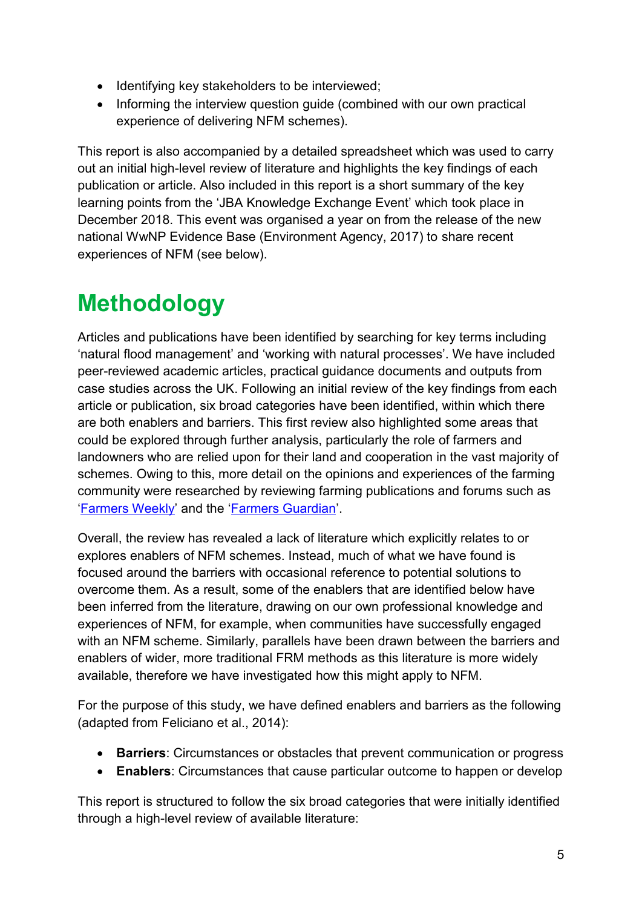- Identifying key stakeholders to be interviewed;
- Informing the interview question guide (combined with our own practical experience of delivering NFM schemes).

This report is also accompanied by a detailed spreadsheet which was used to carry out an initial high-level review of literature and highlights the key findings of each publication or article. Also included in this report is a short summary of the key learning points from the 'JBA Knowledge Exchange Event' which took place in December 2018. This event was organised a year on from the release of the new national WwNP Evidence Base (Environment Agency, 2017) to share recent experiences of NFM (see below).

# Methodology

Articles and publications have been identified by searching for key terms including 'natural flood management' and 'working with natural processes'. We have included peer-reviewed academic articles, practical guidance documents and outputs from case studies across the UK. Following an initial review of the key findings from each article or publication, six broad categories have been identified, within which there are both enablers and barriers. This first review also highlighted some areas that could be explored through further analysis, particularly the role of farmers and landowners who are relied upon for their land and cooperation in the vast majority of schemes. Owing to this, more detail on the opinions and experiences of the farming community were researched by reviewing farming publications and forums such as 'Farmers Weekly' and the 'Farmers Guardian'.

Overall, the review has revealed a lack of literature which explicitly relates to or explores enablers of NFM schemes. Instead, much of what we have found is focused around the barriers with occasional reference to potential solutions to overcome them. As a result, some of the enablers that are identified below have been inferred from the literature, drawing on our own professional knowledge and experiences of NFM, for example, when communities have successfully engaged with an NFM scheme. Similarly, parallels have been drawn between the barriers and enablers of wider, more traditional FRM methods as this literature is more widely available, therefore we have investigated how this might apply to NFM.

For the purpose of this study, we have defined enablers and barriers as the following (adapted from Feliciano et al., 2014):

- **Barriers**: Circumstances or obstacles that prevent communication or progress
- **Enablers**: Circumstances that cause particular outcome to happen or develop

This report is structured to follow the six broad categories that were initially identified through a high-level review of available literature: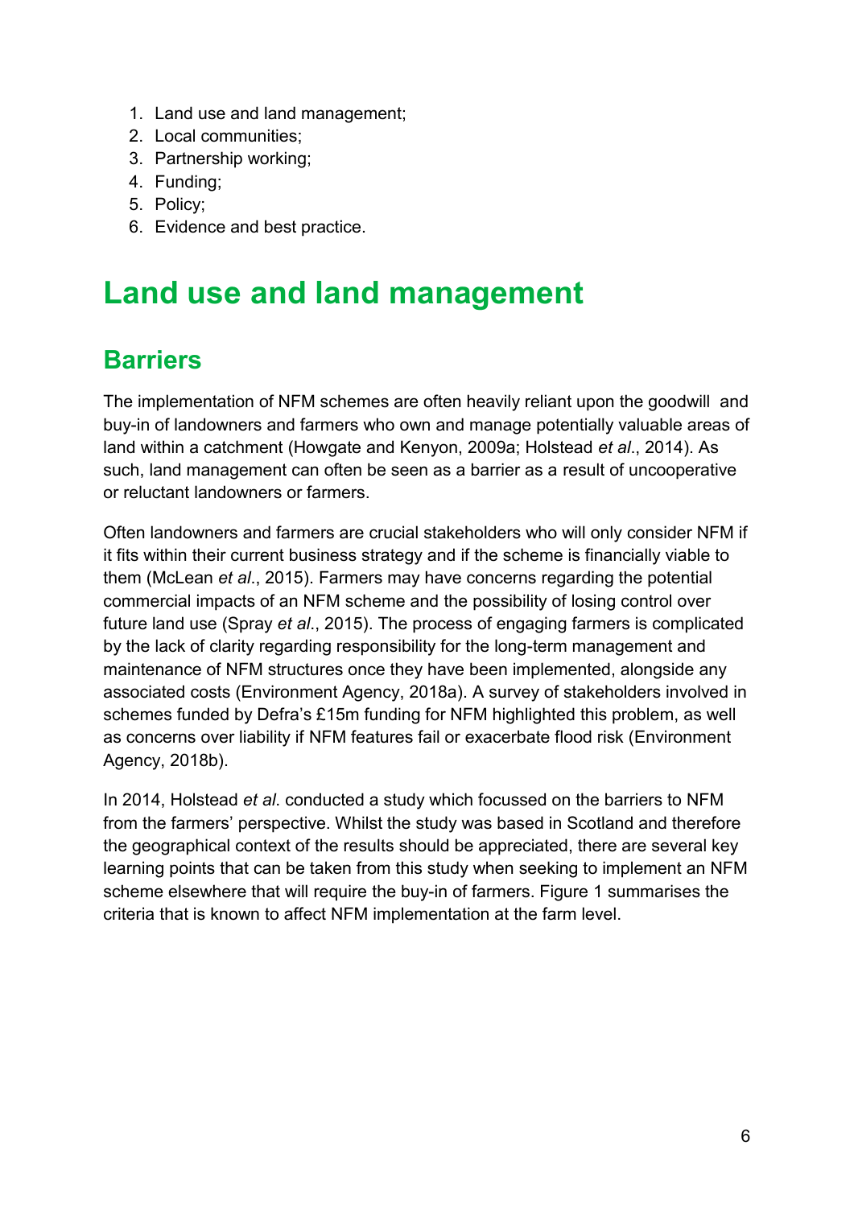1. Land use and land management;
2. Local communities;
3. Partnership working;
4. Funding;
5. Policy;
6. Evidence and best practice.

# Land use and land management

## Barriers

The implementation of NFM schemes are often heavily reliant upon the goodwill and buy-in of landowners and farmers who own and manage potentially valuable areas of land within a catchment (Howgate and Kenyon, 2009a; Holstead *et al*., 2014). As such, land management can often be seen as a barrier as a result of uncooperative or reluctant landowners or farmers.

Often landowners and farmers are crucial stakeholders who will only consider NFM if it fits within their current business strategy and if the scheme is financially viable to them (McLean *et al*., 2015). Farmers may have concerns regarding the potential commercial impacts of an NFM scheme and the possibility of losing control over future land use (Spray *et al*., 2015). The process of engaging farmers is complicated by the lack of clarity regarding responsibility for the long-term management and maintenance of NFM structures once they have been implemented, alongside any associated costs (Environment Agency, 2018a). A survey of stakeholders involved in schemes funded by Defra's £15m funding for NFM highlighted this problem, as well as concerns over liability if NFM features fail or exacerbate flood risk (Environment Agency, 2018b).

In 2014, Holstead *et al*. conducted a study which focussed on the barriers to NFM from the farmers' perspective. Whilst the study was based in Scotland and therefore the geographical context of the results should be appreciated, there are several key learning points that can be taken from this study when seeking to implement an NFM scheme elsewhere that will require the buy-in of farmers. Figure 1 summarises the criteria that is known to affect NFM implementation at the farm level.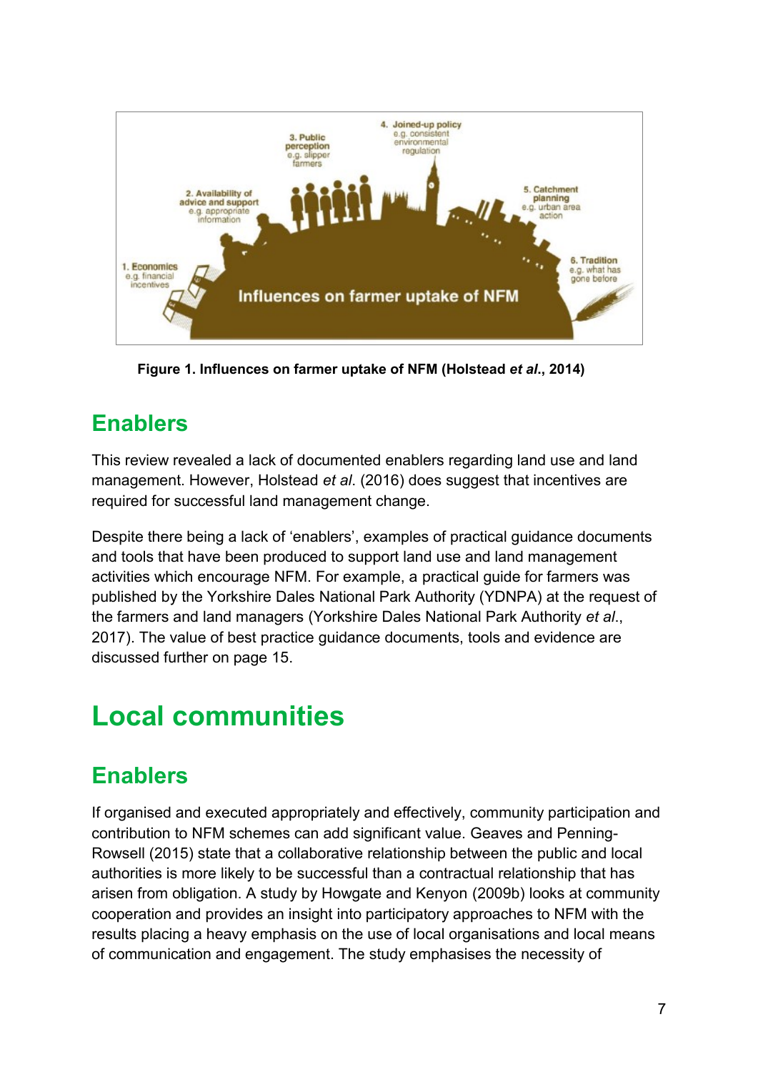Figure 1. Influences on farmer uptake of NFM (Holstead *et al*., 2014)

## Enablers

This review revealed a lack of documented enablers regarding land use and land management. However, Holstead *et al*. (2016) does suggest that incentives are required for successful land management change.

Despite there being a lack of 'enablers', examples of practical guidance documents and tools that have been produced to support land use and land management activities which encourage NFM. For example, a practical guide for farmers was published by the Yorkshire Dales National Park Authority (YDNPA) at the request of the farmers and land managers (Yorkshire Dales National Park Authority *et al*., 2017). The value of best practice guidance documents, tools and evidence are discussed further on page 15.

# Local communities

## Enablers

If organised and executed appropriately and effectively, community participation and contribution to NFM schemes can add significant value. Geaves and Penning-Rowsell (2015) state that a collaborative relationship between the public and local authorities is more likely to be successful than a contractual relationship that has arisen from obligation. A study by Howgate and Kenyon (2009b) looks at community cooperation and provides an insight into participatory approaches to NFM with the results placing a heavy emphasis on the use of local organisations and local means of communication and engagement. The study emphasises the necessity of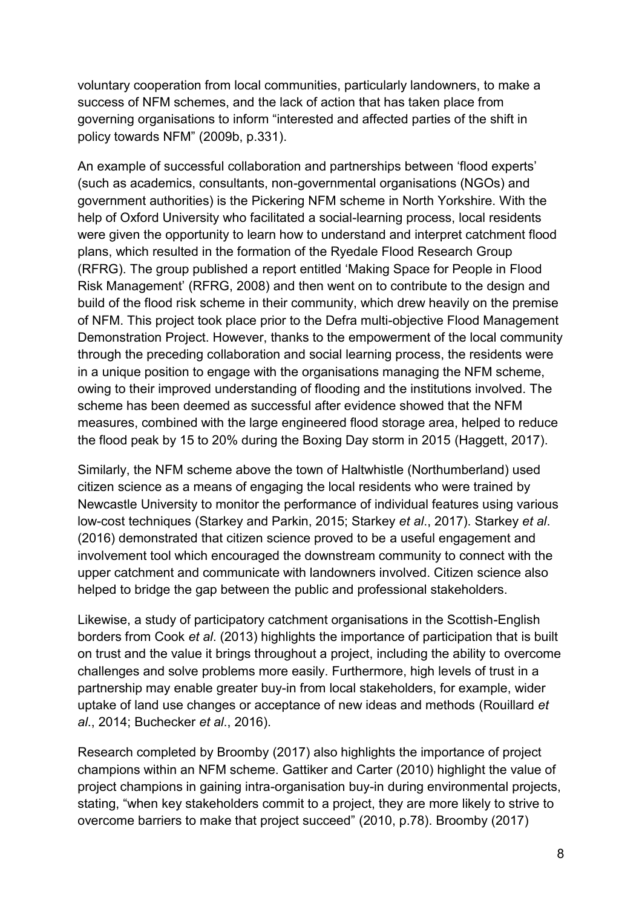voluntary cooperation from local communities, particularly landowners, to make a success of NFM schemes, and the lack of action that has taken place from governing organisations to inform "interested and affected parties of the shift in policy towards NFM" (2009b, p.331).

An example of successful collaboration and partnerships between 'flood experts' (such as academics, consultants, non-governmental organisations (NGOs) and government authorities) is the Pickering NFM scheme in North Yorkshire. With the help of Oxford University who facilitated a social-learning process, local residents were given the opportunity to learn how to understand and interpret catchment flood plans, which resulted in the formation of the Ryedale Flood Research Group (RFRG). The group published a report entitled 'Making Space for People in Flood Risk Management' (RFRG, 2008) and then went on to contribute to the design and build of the flood risk scheme in their community, which drew heavily on the premise of NFM. This project took place prior to the Defra multi-objective Flood Management Demonstration Project. However, thanks to the empowerment of the local community through the preceding collaboration and social learning process, the residents were in a unique position to engage with the organisations managing the NFM scheme, owing to their improved understanding of flooding and the institutions involved. The scheme has been deemed as successful after evidence showed that the NFM measures, combined with the large engineered flood storage area, helped to reduce the flood peak by 15 to 20% during the Boxing Day storm in 2015 (Haggett, 2017).

Similarly, the NFM scheme above the town of Haltwhistle (Northumberland) used citizen science as a means of engaging the local residents who were trained by Newcastle University to monitor the performance of individual features using various low-cost techniques (Starkey and Parkin, 2015; Starkey *et al*., 2017). Starkey *et al*. (2016) demonstrated that citizen science proved to be a useful engagement and involvement tool which encouraged the downstream community to connect with the upper catchment and communicate with landowners involved. Citizen science also helped to bridge the gap between the public and professional stakeholders.

Likewise, a study of participatory catchment organisations in the Scottish-English borders from Cook *et al*. (2013) highlights the importance of participation that is built on trust and the value it brings throughout a project, including the ability to overcome challenges and solve problems more easily. Furthermore, high levels of trust in a partnership may enable greater buy-in from local stakeholders, for example, wider uptake of land use changes or acceptance of new ideas and methods (Rouillard *et al*., 2014; Buchecker *et al*., 2016).

Research completed by Broomby (2017) also highlights the importance of project champions within an NFM scheme. Gattiker and Carter (2010) highlight the value of project champions in gaining intra-organisation buy-in during environmental projects, stating, "when key stakeholders commit to a project, they are more likely to strive to overcome barriers to make that project succeed" (2010, p.78). Broomby (2017)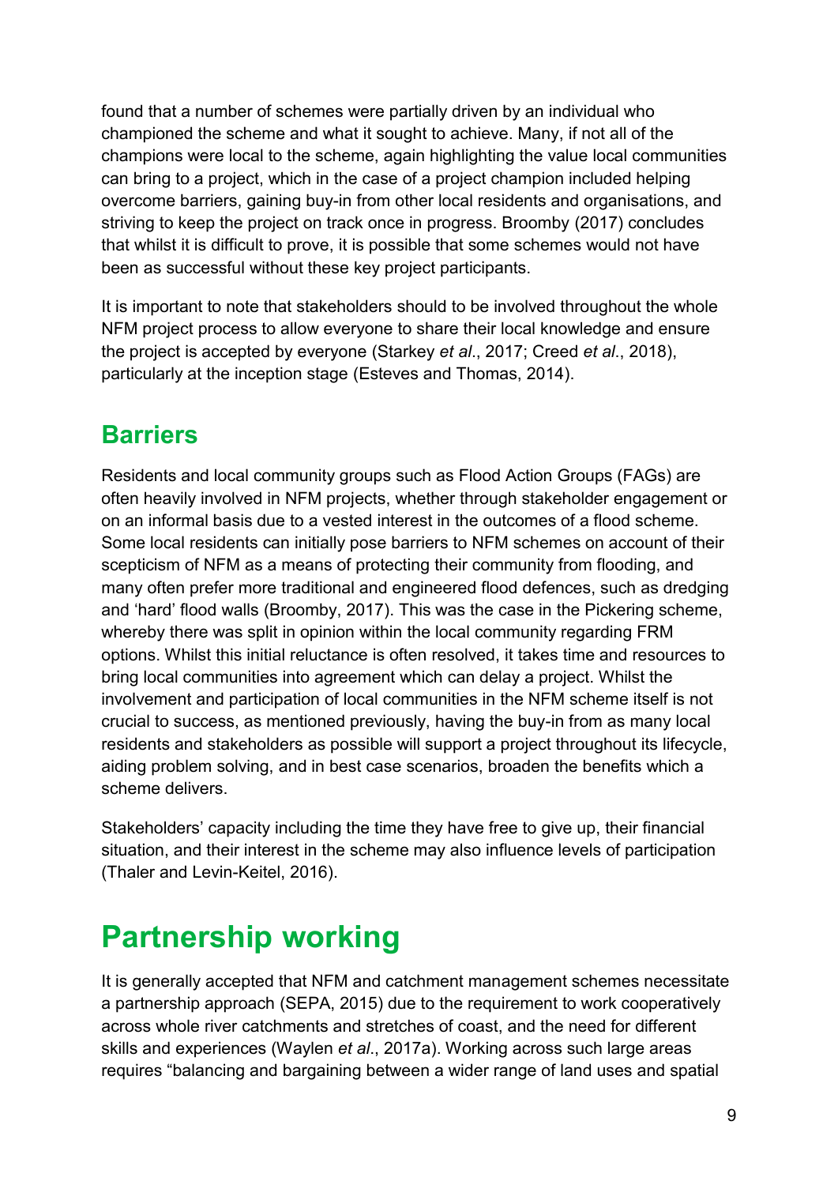found that a number of schemes were partially driven by an individual who championed the scheme and what it sought to achieve. Many, if not all of the champions were local to the scheme, again highlighting the value local communities can bring to a project, which in the case of a project champion included helping overcome barriers, gaining buy-in from other local residents and organisations, and striving to keep the project on track once in progress. Broomby (2017) concludes that whilst it is difficult to prove, it is possible that some schemes would not have been as successful without these key project participants.

It is important to note that stakeholders should to be involved throughout the whole NFM project process to allow everyone to share their local knowledge and ensure the project is accepted by everyone (Starkey *et al*., 2017; Creed *et al*., 2018), particularly at the inception stage (Esteves and Thomas, 2014).

## Barriers

Residents and local community groups such as Flood Action Groups (FAGs) are often heavily involved in NFM projects, whether through stakeholder engagement or on an informal basis due to a vested interest in the outcomes of a flood scheme. Some local residents can initially pose barriers to NFM schemes on account of their scepticism of NFM as a means of protecting their community from flooding, and many often prefer more traditional and engineered flood defences, such as dredging and 'hard' flood walls (Broomby, 2017). This was the case in the Pickering scheme, whereby there was split in opinion within the local community regarding FRM options. Whilst this initial reluctance is often resolved, it takes time and resources to bring local communities into agreement which can delay a project. Whilst the involvement and participation of local communities in the NFM scheme itself is not crucial to success, as mentioned previously, having the buy-in from as many local residents and stakeholders as possible will support a project throughout its lifecycle, aiding problem solving, and in best case scenarios, broaden the benefits which a scheme delivers.

Stakeholders' capacity including the time they have free to give up, their financial situation, and their interest in the scheme may also influence levels of participation (Thaler and Levin-Keitel, 2016).

# Partnership working

It is generally accepted that NFM and catchment management schemes necessitate a partnership approach (SEPA, 2015) due to the requirement to work cooperatively across whole river catchments and stretches of coast, and the need for different skills and experiences (Waylen *et al*., 2017a). Working across such large areas requires "balancing and bargaining between a wider range of land uses and spatial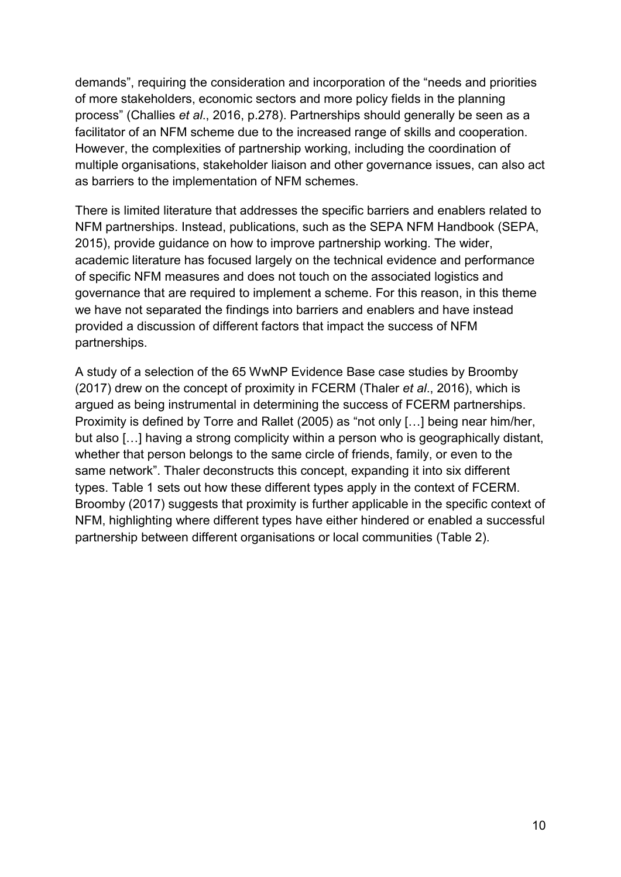demands", requiring the consideration and incorporation of the "needs and priorities of more stakeholders, economic sectors and more policy fields in the planning process" (Challies *et al*., 2016, p.278). Partnerships should generally be seen as a facilitator of an NFM scheme due to the increased range of skills and cooperation. However, the complexities of partnership working, including the coordination of multiple organisations, stakeholder liaison and other governance issues, can also act as barriers to the implementation of NFM schemes.

There is limited literature that addresses the specific barriers and enablers related to NFM partnerships. Instead, publications, such as the SEPA NFM Handbook (SEPA, 2015), provide guidance on how to improve partnership working. The wider, academic literature has focused largely on the technical evidence and performance of specific NFM measures and does not touch on the associated logistics and governance that are required to implement a scheme. For this reason, in this theme we have not separated the findings into barriers and enablers and have instead provided a discussion of different factors that impact the success of NFM partnerships.

A study of a selection of the 65 WwNP Evidence Base case studies by Broomby (2017) drew on the concept of proximity in FCERM (Thaler *et al*., 2016), which is argued as being instrumental in determining the success of FCERM partnerships. Proximity is defined by Torre and Rallet (2005) as "not only […] being near him/her, but also […] having a strong complicity within a person who is geographically distant, whether that person belongs to the same circle of friends, family, or even to the same network". Thaler deconstructs this concept, expanding it into six different types. Table 1 sets out how these different types apply in the context of FCERM. Broomby (2017) suggests that proximity is further applicable in the specific context of NFM, highlighting where different types have either hindered or enabled a successful partnership between different organisations or local communities (Table 2).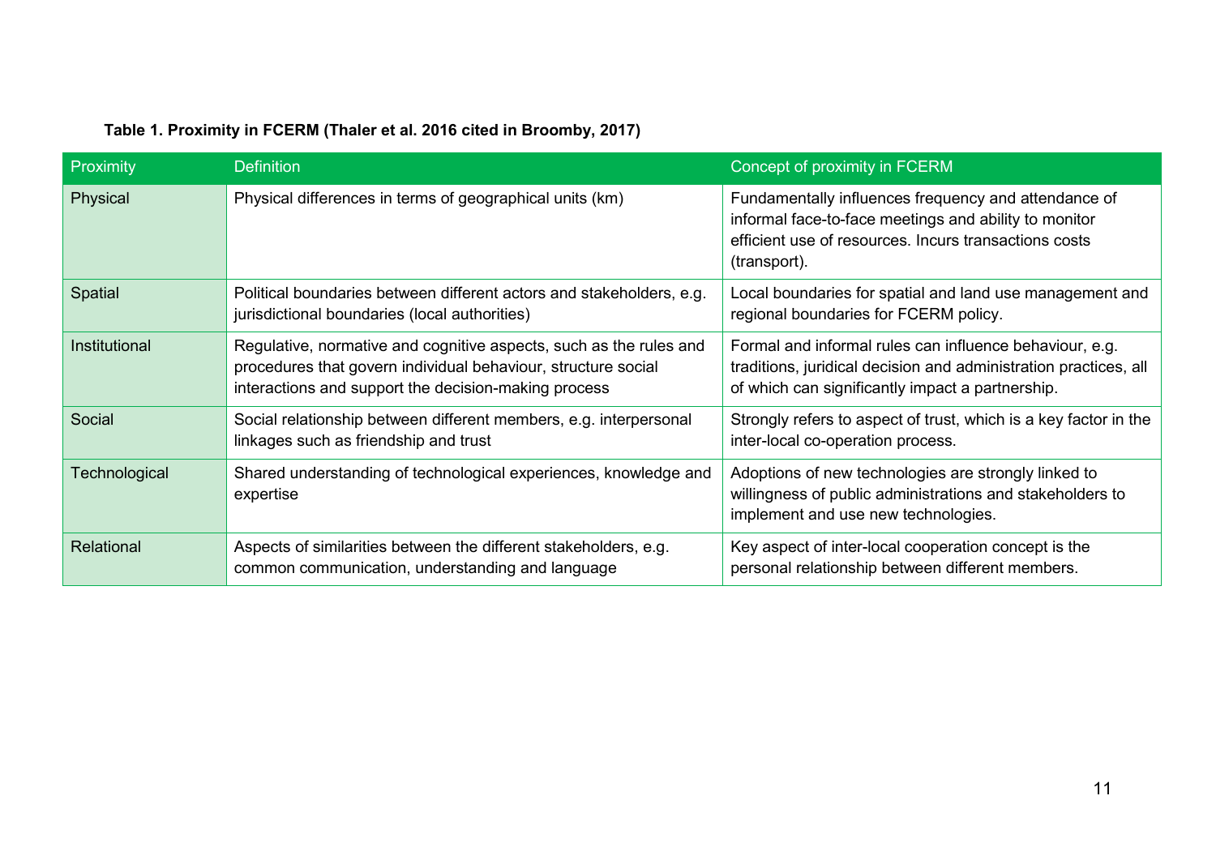**Table 1. Proximity in FCERM (Thaler et al. 2016 cited in Broomby, 2017)**

| Proximity | Definition | Concept of proximity in FCERM |
|---|---|---|
| Physical | Physical differences in terms of geographical units (km) | Fundamentally influences frequency and attendance of informal face-to-face meetings and ability to monitor efficient use of resources. Incurs transactions costs (transport). |
| Spatial | Political boundaries between different actors and stakeholders, e.g. jurisdictional boundaries (local authorities) | Local boundaries for spatial and land use management and regional boundaries for FCERM policy. |
| Institutional | Regulative, normative and cognitive aspects, such as the rules and procedures that govern individual behaviour, structure social interactions and support the decision-making process | Formal and informal rules can influence behaviour, e.g. traditions, juridical decision and administration practices, all of which can significantly impact a partnership. |
| Social | Social relationship between different members, e.g. interpersonal linkages such as friendship and trust | Strongly refers to aspect of trust, which is a key factor in the inter-local co-operation process. |
| Technological | Shared understanding of technological experiences, knowledge and expertise | Adoptions of new technologies are strongly linked to willingness of public administrations and stakeholders to implement and use new technologies. |
| Relational | Aspects of similarities between the different stakeholders, e.g. common communication, understanding and language | Key aspect of inter-local cooperation concept is the personal relationship between different members. |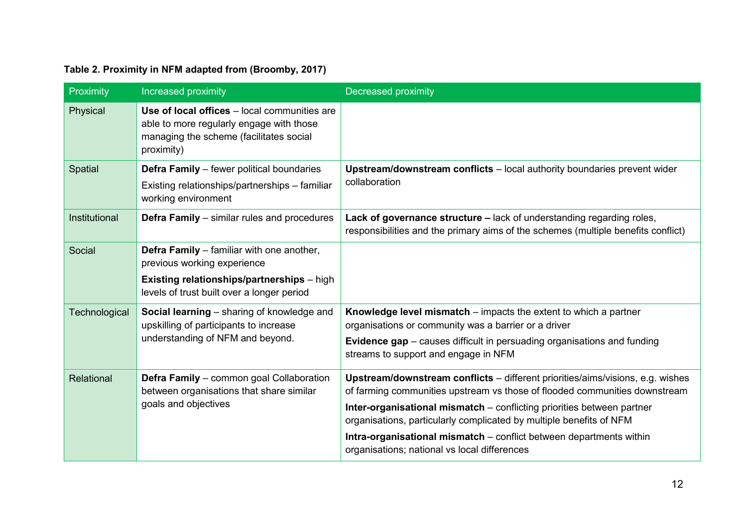**Table 2. Proximity in NFM adapted from (Broomby, 2017)**

| Proximity | Increased proximity | Decreased proximity |
|---|---|---|
| Physical | **Use of local offices** – local communities are able to more regularly engage with those managing the scheme (facilitates social proximity) | |
| Spatial | **Defra Family** – fewer political boundaries<br>Existing relationships/partnerships – familiar working environment | **Upstream/downstream conflicts** – local authority boundaries prevent wider collaboration |
| Institutional | **Defra Family** – similar rules and procedures | **Lack of governance structure –** lack of understanding regarding roles, responsibilities and the primary aims of the schemes (multiple benefits conflict) |
| Social | **Defra Family** – familiar with one another, previous working experience<br>**Existing relationships/partnerships** – high levels of trust built over a longer period | |
| Technological | **Social learning** – sharing of knowledge and upskilling of participants to increase understanding of NFM and beyond. | **Knowledge level mismatch** – impacts the extent to which a partner organisations or community was a barrier or a driver<br>**Evidence gap** – causes difficult in persuading organisations and funding streams to support and engage in NFM |
| Relational | **Defra Family** – common goal Collaboration between organisations that share similar goals and objectives | **Upstream/downstream conflicts** – different priorities/aims/visions, e.g. wishes of farming communities upstream vs those of flooded communities downstream<br>**Inter-organisational mismatch** – conflicting priorities between partner organisations, particularly complicated by multiple benefits of NFM<br>**Intra-organisational mismatch** – conflict between departments within organisations; national vs local differences |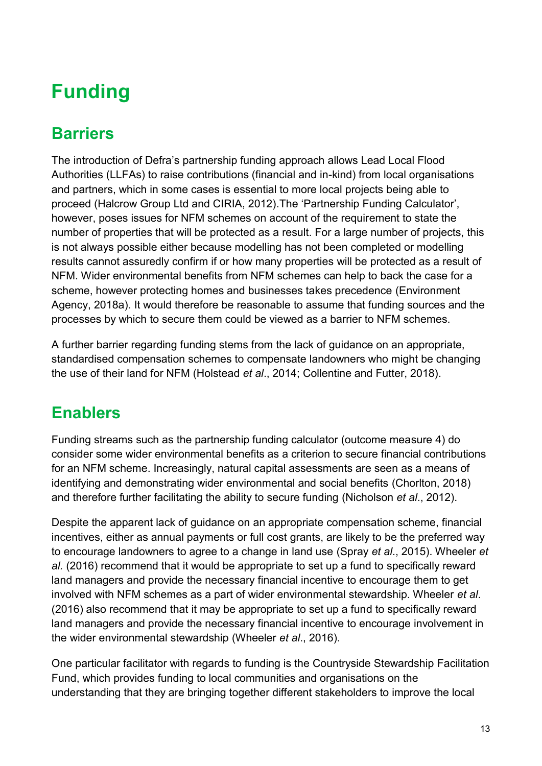# Funding

## Barriers

The introduction of Defra's partnership funding approach allows Lead Local Flood Authorities (LLFAs) to raise contributions (financial and in-kind) from local organisations and partners, which in some cases is essential to more local projects being able to proceed (Halcrow Group Ltd and CIRIA, 2012).The 'Partnership Funding Calculator', however, poses issues for NFM schemes on account of the requirement to state the number of properties that will be protected as a result. For a large number of projects, this is not always possible either because modelling has not been completed or modelling results cannot assuredly confirm if or how many properties will be protected as a result of NFM. Wider environmental benefits from NFM schemes can help to back the case for a scheme, however protecting homes and businesses takes precedence (Environment Agency, 2018a). It would therefore be reasonable to assume that funding sources and the processes by which to secure them could be viewed as a barrier to NFM schemes.

A further barrier regarding funding stems from the lack of guidance on an appropriate, standardised compensation schemes to compensate landowners who might be changing the use of their land for NFM (Holstead *et al*., 2014; Collentine and Futter, 2018).

## Enablers

Funding streams such as the partnership funding calculator (outcome measure 4) do consider some wider environmental benefits as a criterion to secure financial contributions for an NFM scheme. Increasingly, natural capital assessments are seen as a means of identifying and demonstrating wider environmental and social benefits (Chorlton, 2018) and therefore further facilitating the ability to secure funding (Nicholson *et al*., 2012).

Despite the apparent lack of guidance on an appropriate compensation scheme, financial incentives, either as annual payments or full cost grants, are likely to be the preferred way to encourage landowners to agree to a change in land use (Spray *et al*., 2015). Wheeler *et al.* (2016) recommend that it would be appropriate to set up a fund to specifically reward land managers and provide the necessary financial incentive to encourage them to get involved with NFM schemes as a part of wider environmental stewardship. Wheeler *et al*. (2016) also recommend that it may be appropriate to set up a fund to specifically reward land managers and provide the necessary financial incentive to encourage involvement in the wider environmental stewardship (Wheeler *et al*., 2016).

One particular facilitator with regards to funding is the Countryside Stewardship Facilitation Fund, which provides funding to local communities and organisations on the understanding that they are bringing together different stakeholders to improve the local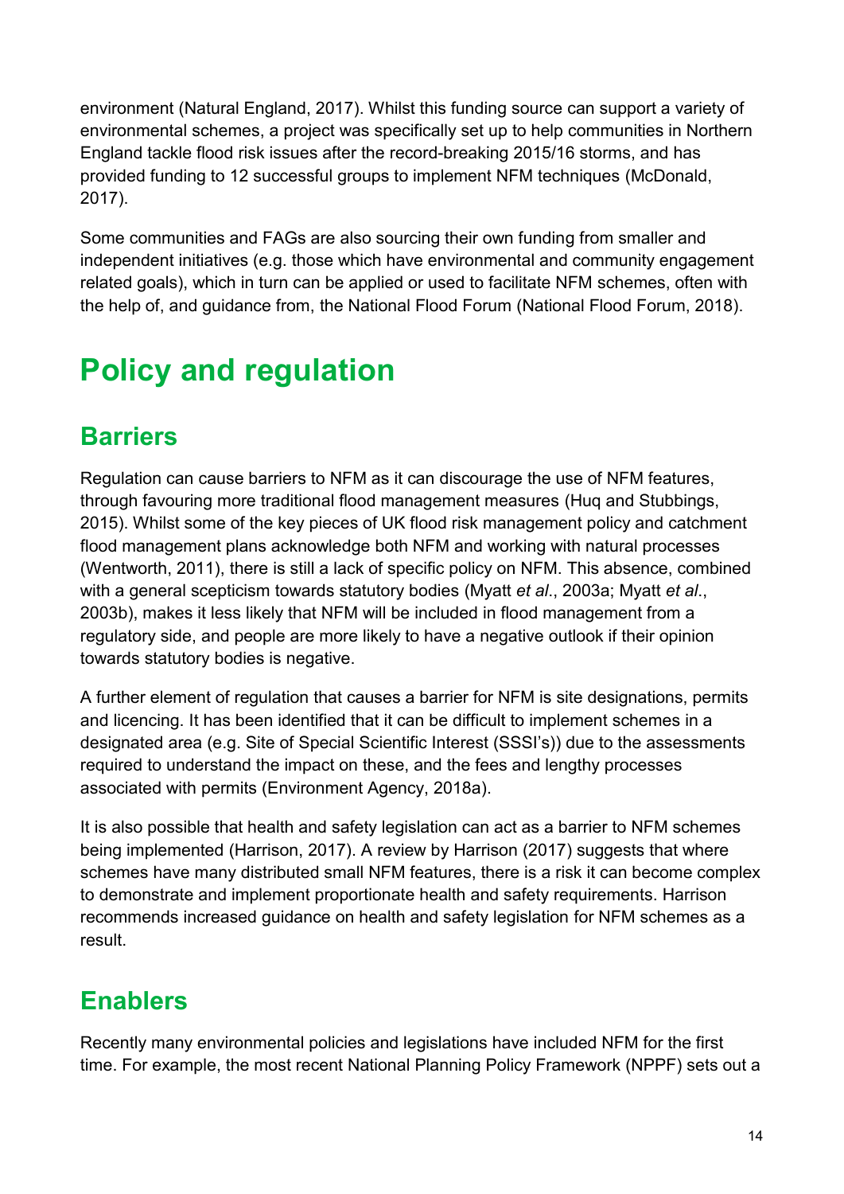environment (Natural England, 2017). Whilst this funding source can support a variety of environmental schemes, a project was specifically set up to help communities in Northern England tackle flood risk issues after the record-breaking 2015/16 storms, and has provided funding to 12 successful groups to implement NFM techniques (McDonald, 2017).

Some communities and FAGs are also sourcing their own funding from smaller and independent initiatives (e.g. those which have environmental and community engagement related goals), which in turn can be applied or used to facilitate NFM schemes, often with the help of, and guidance from, the National Flood Forum (National Flood Forum, 2018).

# Policy and regulation

## Barriers

Regulation can cause barriers to NFM as it can discourage the use of NFM features, through favouring more traditional flood management measures (Huq and Stubbings, 2015). Whilst some of the key pieces of UK flood risk management policy and catchment flood management plans acknowledge both NFM and working with natural processes (Wentworth, 2011), there is still a lack of specific policy on NFM. This absence, combined with a general scepticism towards statutory bodies (Myatt *et al*., 2003a; Myatt *et al*., 2003b), makes it less likely that NFM will be included in flood management from a regulatory side, and people are more likely to have a negative outlook if their opinion towards statutory bodies is negative.

A further element of regulation that causes a barrier for NFM is site designations, permits and licencing. It has been identified that it can be difficult to implement schemes in a designated area (e.g. Site of Special Scientific Interest (SSSI's)) due to the assessments required to understand the impact on these, and the fees and lengthy processes associated with permits (Environment Agency, 2018a).

It is also possible that health and safety legislation can act as a barrier to NFM schemes being implemented (Harrison, 2017). A review by Harrison (2017) suggests that where schemes have many distributed small NFM features, there is a risk it can become complex to demonstrate and implement proportionate health and safety requirements. Harrison recommends increased guidance on health and safety legislation for NFM schemes as a result.

## Enablers

Recently many environmental policies and legislations have included NFM for the first time. For example, the most recent National Planning Policy Framework (NPPF) sets out a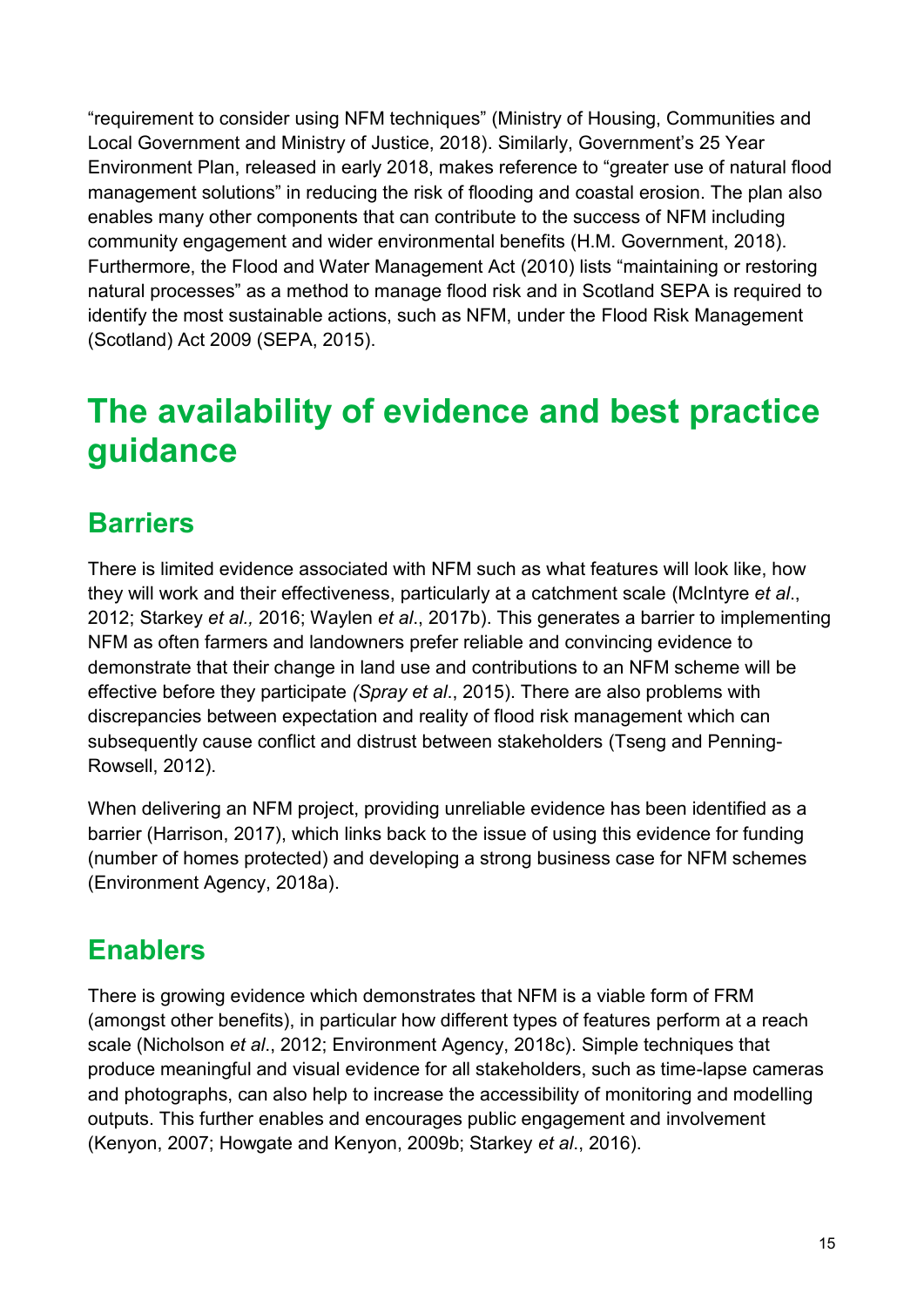"requirement to consider using NFM techniques" (Ministry of Housing, Communities and Local Government and Ministry of Justice, 2018). Similarly, Government's 25 Year Environment Plan, released in early 2018, makes reference to "greater use of natural flood management solutions" in reducing the risk of flooding and coastal erosion. The plan also enables many other components that can contribute to the success of NFM including community engagement and wider environmental benefits (H.M. Government, 2018). Furthermore, the Flood and Water Management Act (2010) lists "maintaining or restoring natural processes" as a method to manage flood risk and in Scotland SEPA is required to identify the most sustainable actions, such as NFM, under the Flood Risk Management (Scotland) Act 2009 (SEPA, 2015).

# The availability of evidence and best practice guidance

## Barriers

There is limited evidence associated with NFM such as what features will look like, how they will work and their effectiveness, particularly at a catchment scale (McIntyre *et al*., 2012; Starkey *et al.,* 2016; Waylen *et al*., 2017b). This generates a barrier to implementing NFM as often farmers and landowners prefer reliable and convincing evidence to demonstrate that their change in land use and contributions to an NFM scheme will be effective before they participate *(Spray et al*., 2015). There are also problems with discrepancies between expectation and reality of flood risk management which can subsequently cause conflict and distrust between stakeholders (Tseng and Penning-Rowsell, 2012).

When delivering an NFM project, providing unreliable evidence has been identified as a barrier (Harrison, 2017), which links back to the issue of using this evidence for funding (number of homes protected) and developing a strong business case for NFM schemes (Environment Agency, 2018a).

## Enablers

There is growing evidence which demonstrates that NFM is a viable form of FRM (amongst other benefits), in particular how different types of features perform at a reach scale (Nicholson *et al*., 2012; Environment Agency, 2018c). Simple techniques that produce meaningful and visual evidence for all stakeholders, such as time-lapse cameras and photographs, can also help to increase the accessibility of monitoring and modelling outputs. This further enables and encourages public engagement and involvement (Kenyon, 2007; Howgate and Kenyon, 2009b; Starkey *et al*., 2016).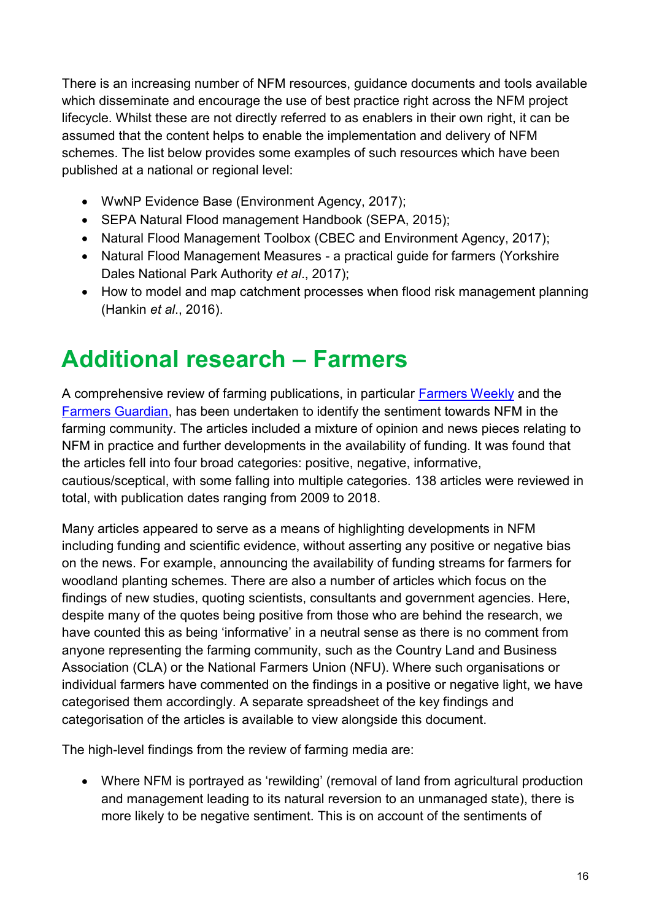There is an increasing number of NFM resources, guidance documents and tools available which disseminate and encourage the use of best practice right across the NFM project lifecycle. Whilst these are not directly referred to as enablers in their own right, it can be assumed that the content helps to enable the implementation and delivery of NFM schemes. The list below provides some examples of such resources which have been published at a national or regional level:

- WwNP Evidence Base (Environment Agency, 2017);
- SEPA Natural Flood management Handbook (SEPA, 2015);
- Natural Flood Management Toolbox (CBEC and Environment Agency, 2017);
- Natural Flood Management Measures - a practical guide for farmers (Yorkshire Dales National Park Authority *et al*., 2017);
- How to model and map catchment processes when flood risk management planning (Hankin *et al*., 2016).

# Additional research – Farmers

A comprehensive review of farming publications, in particular [Farmers Weekly]() and the [Farmers Guardian](), has been undertaken to identify the sentiment towards NFM in the farming community. The articles included a mixture of opinion and news pieces relating to NFM in practice and further developments in the availability of funding. It was found that the articles fell into four broad categories: positive, negative, informative, cautious/sceptical, with some falling into multiple categories. 138 articles were reviewed in total, with publication dates ranging from 2009 to 2018.

Many articles appeared to serve as a means of highlighting developments in NFM including funding and scientific evidence, without asserting any positive or negative bias on the news. For example, announcing the availability of funding streams for farmers for woodland planting schemes. There are also a number of articles which focus on the findings of new studies, quoting scientists, consultants and government agencies. Here, despite many of the quotes being positive from those who are behind the research, we have counted this as being 'informative' in a neutral sense as there is no comment from anyone representing the farming community, such as the Country Land and Business Association (CLA) or the National Farmers Union (NFU). Where such organisations or individual farmers have commented on the findings in a positive or negative light, we have categorised them accordingly. A separate spreadsheet of the key findings and categorisation of the articles is available to view alongside this document.

The high-level findings from the review of farming media are:

- Where NFM is portrayed as 'rewilding' (removal of land from agricultural production and management leading to its natural reversion to an unmanaged state), there is more likely to be negative sentiment. This is on account of the sentiments of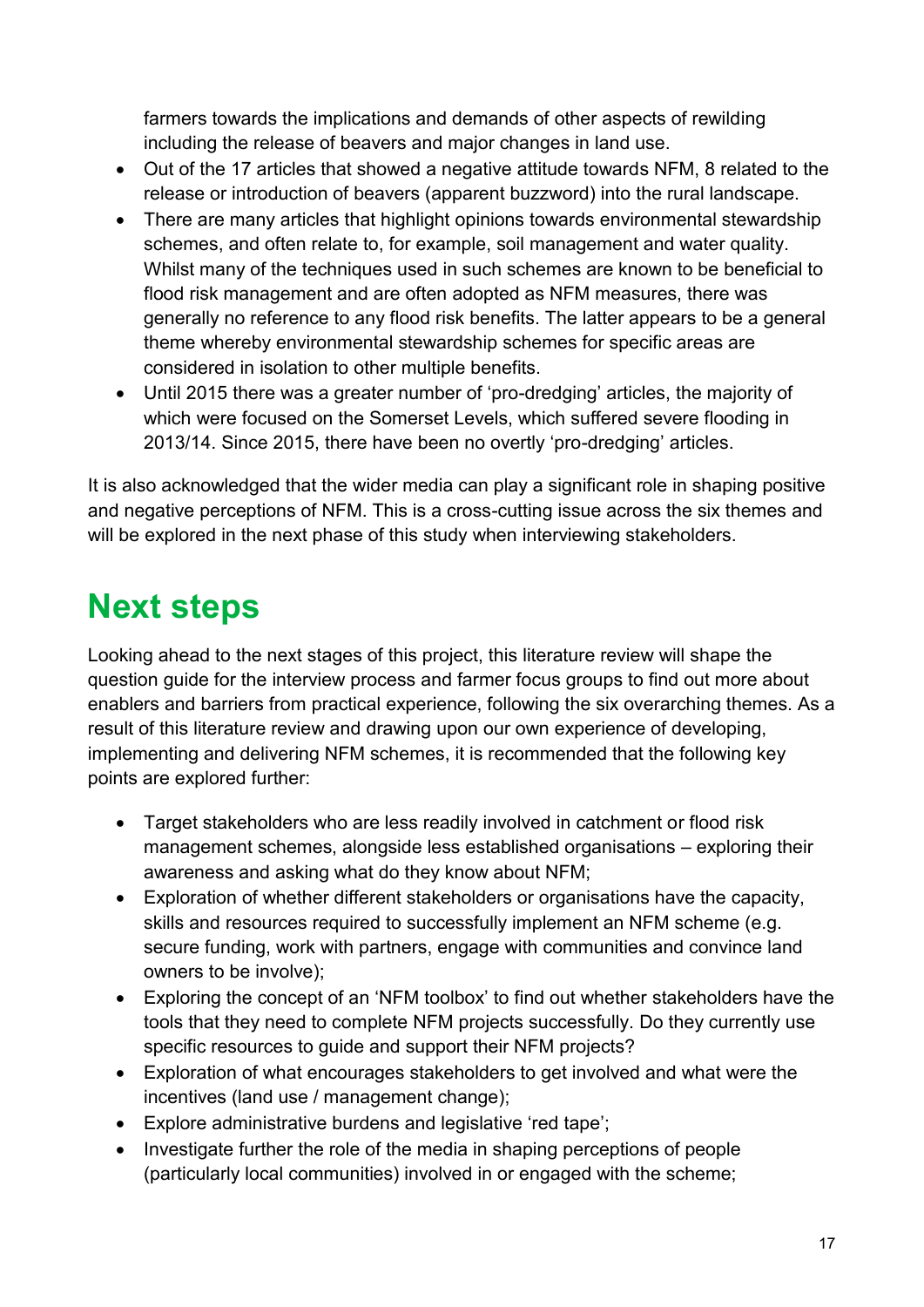farmers towards the implications and demands of other aspects of rewilding including the release of beavers and major changes in land use.

- Out of the 17 articles that showed a negative attitude towards NFM, 8 related to the release or introduction of beavers (apparent buzzword) into the rural landscape.
- There are many articles that highlight opinions towards environmental stewardship schemes, and often relate to, for example, soil management and water quality. Whilst many of the techniques used in such schemes are known to be beneficial to flood risk management and are often adopted as NFM measures, there was generally no reference to any flood risk benefits. The latter appears to be a general theme whereby environmental stewardship schemes for specific areas are considered in isolation to other multiple benefits.
- Until 2015 there was a greater number of 'pro-dredging' articles, the majority of which were focused on the Somerset Levels, which suffered severe flooding in 2013/14. Since 2015, there have been no overtly 'pro-dredging' articles.

It is also acknowledged that the wider media can play a significant role in shaping positive and negative perceptions of NFM. This is a cross-cutting issue across the six themes and will be explored in the next phase of this study when interviewing stakeholders.

# Next steps

Looking ahead to the next stages of this project, this literature review will shape the question guide for the interview process and farmer focus groups to find out more about enablers and barriers from practical experience, following the six overarching themes. As a result of this literature review and drawing upon our own experience of developing, implementing and delivering NFM schemes, it is recommended that the following key points are explored further:

- Target stakeholders who are less readily involved in catchment or flood risk management schemes, alongside less established organisations – exploring their awareness and asking what do they know about NFM;
- Exploration of whether different stakeholders or organisations have the capacity, skills and resources required to successfully implement an NFM scheme (e.g. secure funding, work with partners, engage with communities and convince land owners to be involve);
- Exploring the concept of an 'NFM toolbox' to find out whether stakeholders have the tools that they need to complete NFM projects successfully. Do they currently use specific resources to guide and support their NFM projects?
- Exploration of what encourages stakeholders to get involved and what were the incentives (land use / management change);
- Explore administrative burdens and legislative 'red tape';
- Investigate further the role of the media in shaping perceptions of people (particularly local communities) involved in or engaged with the scheme;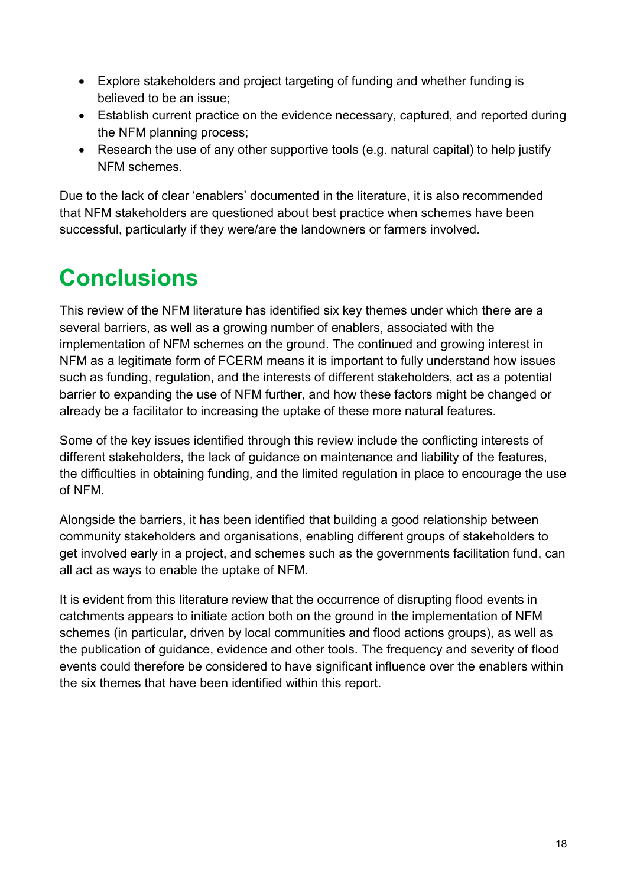- Explore stakeholders and project targeting of funding and whether funding is believed to be an issue;
- Establish current practice on the evidence necessary, captured, and reported during the NFM planning process;
- Research the use of any other supportive tools (e.g. natural capital) to help justify NFM schemes.

Due to the lack of clear 'enablers' documented in the literature, it is also recommended that NFM stakeholders are questioned about best practice when schemes have been successful, particularly if they were/are the landowners or farmers involved.

# Conclusions

This review of the NFM literature has identified six key themes under which there are a several barriers, as well as a growing number of enablers, associated with the implementation of NFM schemes on the ground. The continued and growing interest in NFM as a legitimate form of FCERM means it is important to fully understand how issues such as funding, regulation, and the interests of different stakeholders, act as a potential barrier to expanding the use of NFM further, and how these factors might be changed or already be a facilitator to increasing the uptake of these more natural features.

Some of the key issues identified through this review include the conflicting interests of different stakeholders, the lack of guidance on maintenance and liability of the features, the difficulties in obtaining funding, and the limited regulation in place to encourage the use of NFM.

Alongside the barriers, it has been identified that building a good relationship between community stakeholders and organisations, enabling different groups of stakeholders to get involved early in a project, and schemes such as the governments facilitation fund, can all act as ways to enable the uptake of NFM.

It is evident from this literature review that the occurrence of disrupting flood events in catchments appears to initiate action both on the ground in the implementation of NFM schemes (in particular, driven by local communities and flood actions groups), as well as the publication of guidance, evidence and other tools. The frequency and severity of flood events could therefore be considered to have significant influence over the enablers within the six themes that have been identified within this report.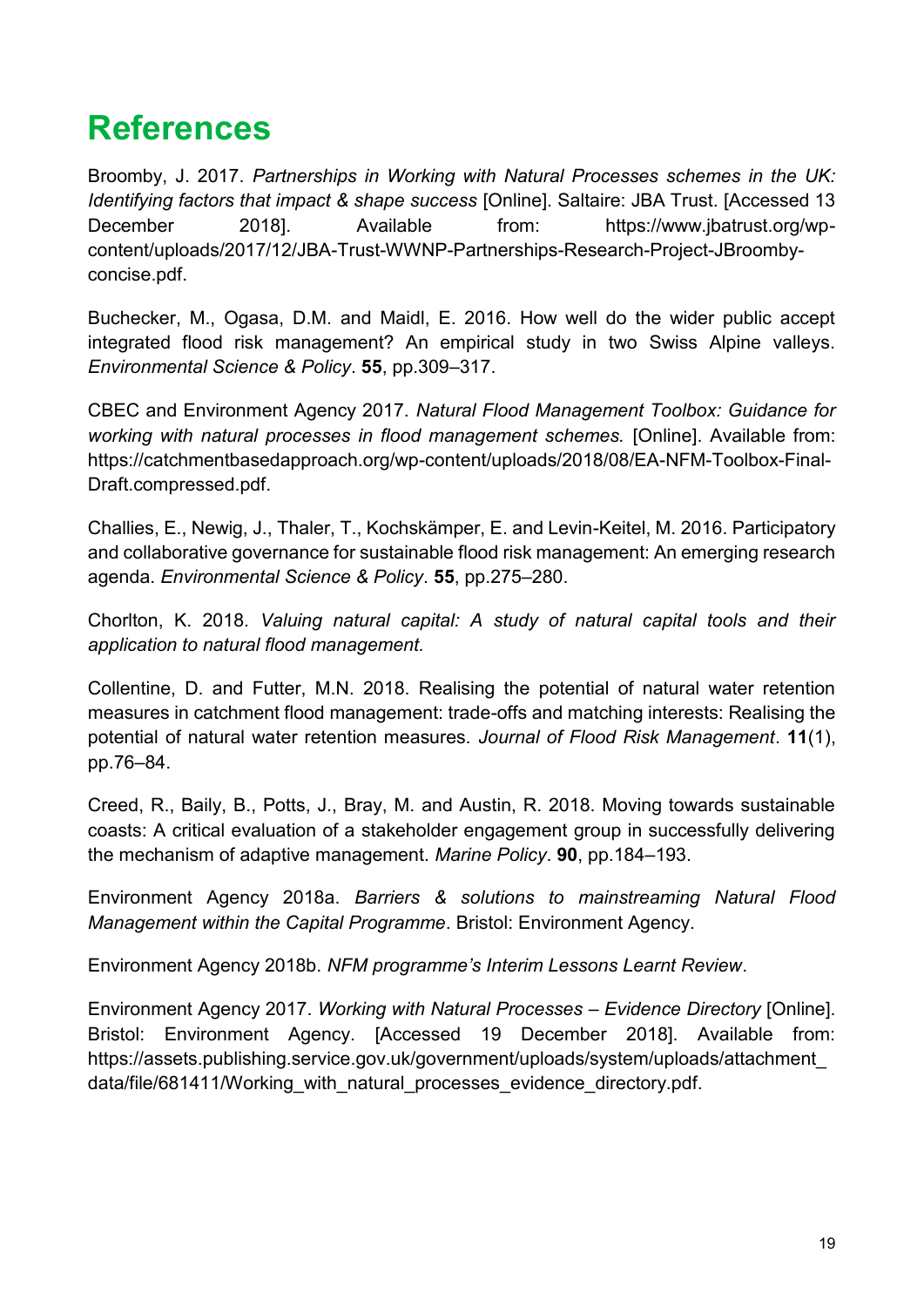# References

Broomby, J. 2017. *Partnerships in Working with Natural Processes schemes in the UK: Identifying factors that impact & shape success* [Online]. Saltaire: JBA Trust. [Accessed 13 December 2018]. Available from: https://www.jbatrust.org/wp-content/uploads/2017/12/JBA-Trust-WWNP-Partnerships-Research-Project-JBroomby-concise.pdf.

Buchecker, M., Ogasa, D.M. and Maidl, E. 2016. How well do the wider public accept integrated flood risk management? An empirical study in two Swiss Alpine valleys. *Environmental Science & Policy*. **55**, pp.309–317.

CBEC and Environment Agency 2017. *Natural Flood Management Toolbox: Guidance for working with natural processes in flood management schemes.* [Online]. Available from: https://catchmentbasedapproach.org/wp-content/uploads/2018/08/EA-NFM-Toolbox-Final-Draft.compressed.pdf.

Challies, E., Newig, J., Thaler, T., Kochskämper, E. and Levin-Keitel, M. 2016. Participatory and collaborative governance for sustainable flood risk management: An emerging research agenda. *Environmental Science & Policy*. **55**, pp.275–280.

Chorlton, K. 2018. *Valuing natural capital: A study of natural capital tools and their application to natural flood management.*

Collentine, D. and Futter, M.N. 2018. Realising the potential of natural water retention measures in catchment flood management: trade-offs and matching interests: Realising the potential of natural water retention measures. *Journal of Flood Risk Management*. **11**(1), pp.76–84.

Creed, R., Baily, B., Potts, J., Bray, M. and Austin, R. 2018. Moving towards sustainable coasts: A critical evaluation of a stakeholder engagement group in successfully delivering the mechanism of adaptive management. *Marine Policy*. **90**, pp.184–193.

Environment Agency 2018a. *Barriers & solutions to mainstreaming Natural Flood Management within the Capital Programme*. Bristol: Environment Agency.

Environment Agency 2018b. *NFM programme's Interim Lessons Learnt Review*.

Environment Agency 2017. *Working with Natural Processes – Evidence Directory* [Online]. Bristol: Environment Agency. [Accessed 19 December 2018]. Available from: https://assets.publishing.service.gov.uk/government/uploads/system/uploads/attachment_data/file/681411/Working_with_natural_processes_evidence_directory.pdf.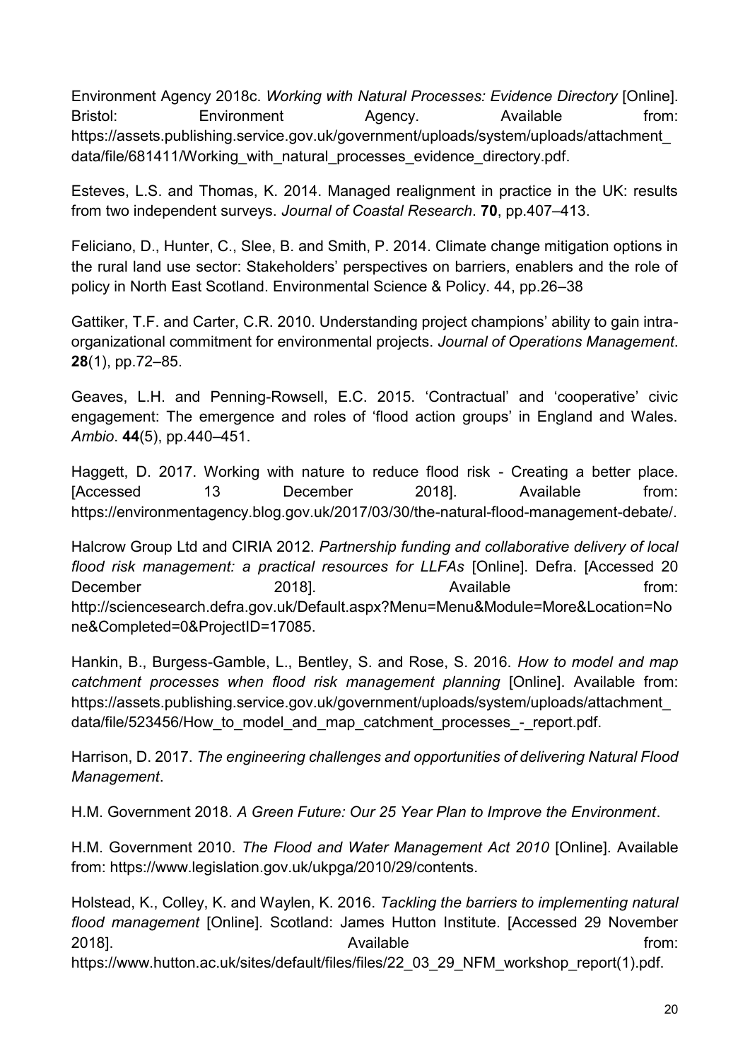Environment Agency 2018c. *Working with Natural Processes: Evidence Directory* [Online]. Bristol: Environment Agency. Available from: https://assets.publishing.service.gov.uk/government/uploads/system/uploads/attachment_data/file/681411/Working_with_natural_processes_evidence_directory.pdf.

Esteves, L.S. and Thomas, K. 2014. Managed realignment in practice in the UK: results from two independent surveys. *Journal of Coastal Research*. **70**, pp.407–413.

Feliciano, D., Hunter, C., Slee, B. and Smith, P. 2014. Climate change mitigation options in the rural land use sector: Stakeholders' perspectives on barriers, enablers and the role of policy in North East Scotland. Environmental Science & Policy. 44, pp.26–38

Gattiker, T.F. and Carter, C.R. 2010. Understanding project champions' ability to gain intra-organizational commitment for environmental projects. *Journal of Operations Management*. **28**(1), pp.72–85.

Geaves, L.H. and Penning-Rowsell, E.C. 2015. 'Contractual' and 'cooperative' civic engagement: The emergence and roles of 'flood action groups' in England and Wales. *Ambio*. **44**(5), pp.440–451.

Haggett, D. 2017. Working with nature to reduce flood risk - Creating a better place. [Accessed 13 December 2018]. Available from: https://environmentagency.blog.gov.uk/2017/03/30/the-natural-flood-management-debate/.

Halcrow Group Ltd and CIRIA 2012. *Partnership funding and collaborative delivery of local flood risk management: a practical resources for LLFAs* [Online]. Defra. [Accessed 20 December 2018]. Available from: http://sciencesearch.defra.gov.uk/Default.aspx?Menu=Menu&Module=More&Location=None&Completed=0&ProjectID=17085.

Hankin, B., Burgess-Gamble, L., Bentley, S. and Rose, S. 2016. *How to model and map catchment processes when flood risk management planning* [Online]. Available from: https://assets.publishing.service.gov.uk/government/uploads/system/uploads/attachment_data/file/523456/How_to_model_and_map_catchment_processes_-_report.pdf.

Harrison, D. 2017. *The engineering challenges and opportunities of delivering Natural Flood Management*.

H.M. Government 2018. *A Green Future: Our 25 Year Plan to Improve the Environment*.

H.M. Government 2010. *The Flood and Water Management Act 2010* [Online]. Available from: https://www.legislation.gov.uk/ukpga/2010/29/contents.

Holstead, K., Colley, K. and Waylen, K. 2016. *Tackling the barriers to implementing natural flood management* [Online]. Scotland: James Hutton Institute. [Accessed 29 November 2018]. Available from: https://www.hutton.ac.uk/sites/default/files/files/22_03_29_NFM_workshop_report(1).pdf.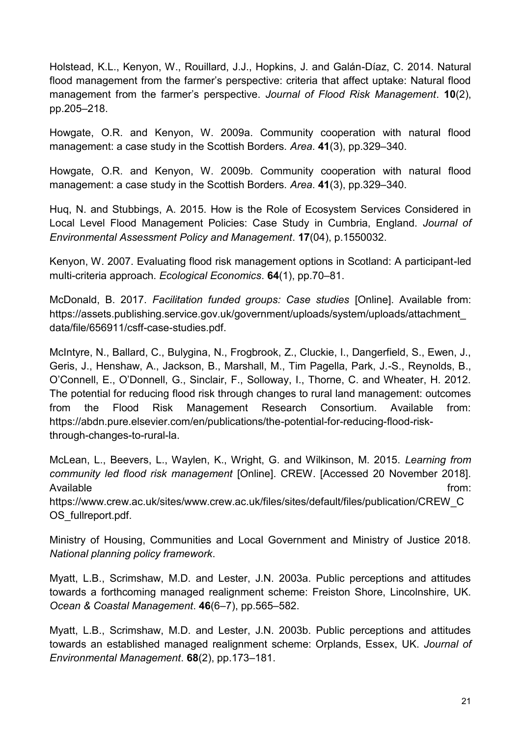Holstead, K.L., Kenyon, W., Rouillard, J.J., Hopkins, J. and Galán-Díaz, C. 2014. Natural flood management from the farmer's perspective: criteria that affect uptake: Natural flood management from the farmer's perspective. *Journal of Flood Risk Management*. **10**(2), pp.205–218.

Howgate, O.R. and Kenyon, W. 2009a. Community cooperation with natural flood management: a case study in the Scottish Borders. *Area*. **41**(3), pp.329–340.

Howgate, O.R. and Kenyon, W. 2009b. Community cooperation with natural flood management: a case study in the Scottish Borders. *Area*. **41**(3), pp.329–340.

Huq, N. and Stubbings, A. 2015. How is the Role of Ecosystem Services Considered in Local Level Flood Management Policies: Case Study in Cumbria, England. *Journal of Environmental Assessment Policy and Management*. **17**(04), p.1550032.

Kenyon, W. 2007. Evaluating flood risk management options in Scotland: A participant-led multi-criteria approach. *Ecological Economics*. **64**(1), pp.70–81.

McDonald, B. 2017. *Facilitation funded groups: Case studies* [Online]. Available from: https://assets.publishing.service.gov.uk/government/uploads/system/uploads/attachment_data/file/656911/csff-case-studies.pdf.

McIntyre, N., Ballard, C., Bulygina, N., Frogbrook, Z., Cluckie, I., Dangerfield, S., Ewen, J., Geris, J., Henshaw, A., Jackson, B., Marshall, M., Tim Pagella, Park, J.-S., Reynolds, B., O'Connell, E., O'Donnell, G., Sinclair, F., Solloway, I., Thorne, C. and Wheater, H. 2012. The potential for reducing flood risk through changes to rural land management: outcomes from the Flood Risk Management Research Consortium. Available from: https://abdn.pure.elsevier.com/en/publications/the-potential-for-reducing-flood-risk-through-changes-to-rural-la.

McLean, L., Beevers, L., Waylen, K., Wright, G. and Wilkinson, M. 2015. *Learning from community led flood risk management* [Online]. CREW. [Accessed 20 November 2018]. Available from: https://www.crew.ac.uk/sites/www.crew.ac.uk/files/sites/default/files/publication/CREW_COS_fullreport.pdf.

Ministry of Housing, Communities and Local Government and Ministry of Justice 2018. *National planning policy framework*.

Myatt, L.B., Scrimshaw, M.D. and Lester, J.N. 2003a. Public perceptions and attitudes towards a forthcoming managed realignment scheme: Freiston Shore, Lincolnshire, UK. *Ocean & Coastal Management*. **46**(6–7), pp.565–582.

Myatt, L.B., Scrimshaw, M.D. and Lester, J.N. 2003b. Public perceptions and attitudes towards an established managed realignment scheme: Orplands, Essex, UK. *Journal of Environmental Management*. **68**(2), pp.173–181.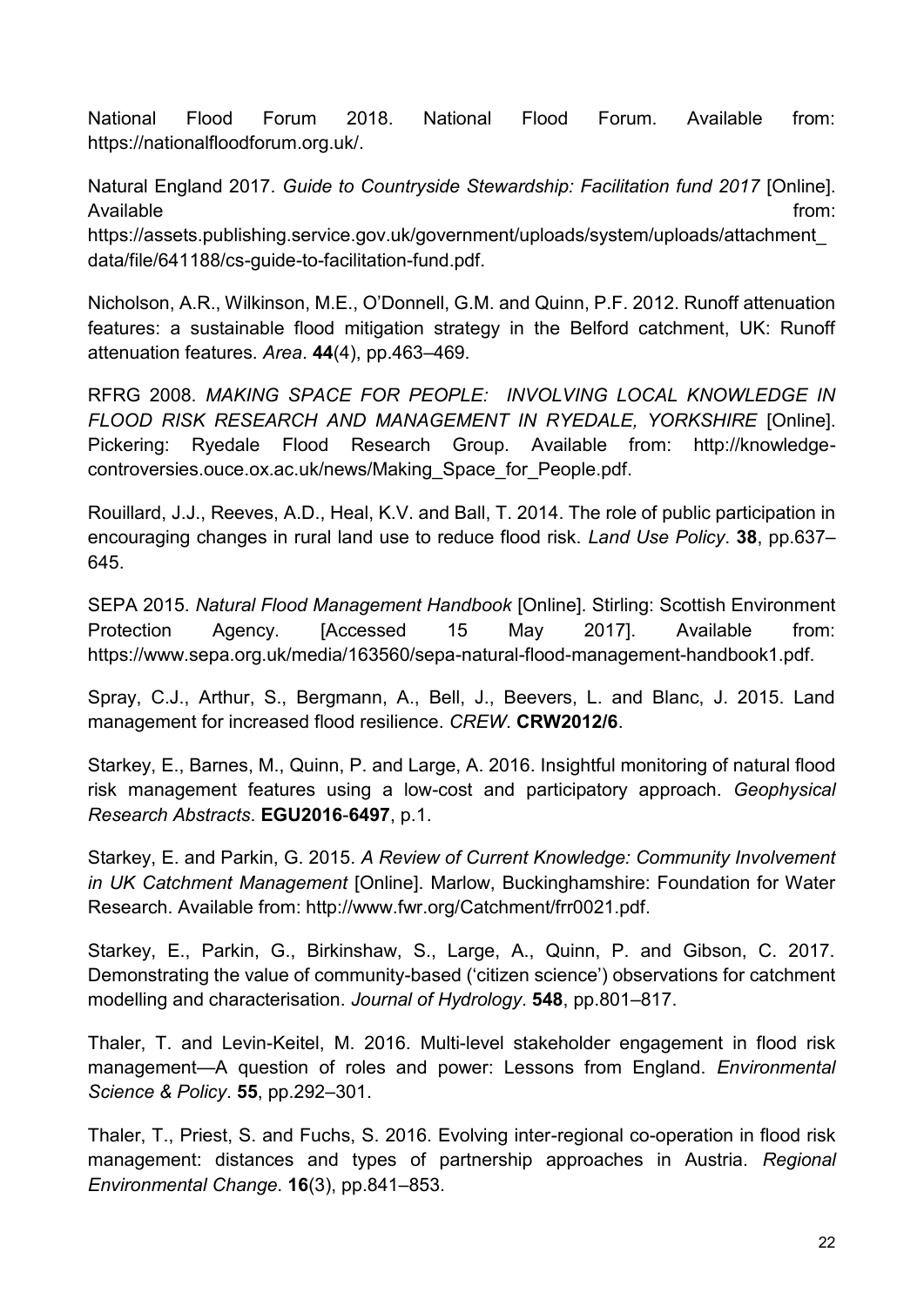National Flood Forum 2018. National Flood Forum. Available from: https://nationalfloodforum.org.uk/.

Natural England 2017. *Guide to Countryside Stewardship: Facilitation fund 2017* [Online]. Available from: https://assets.publishing.service.gov.uk/government/uploads/system/uploads/attachment_data/file/641188/cs-guide-to-facilitation-fund.pdf.

Nicholson, A.R., Wilkinson, M.E., O'Donnell, G.M. and Quinn, P.F. 2012. Runoff attenuation features: a sustainable flood mitigation strategy in the Belford catchment, UK: Runoff attenuation features. *Area*. **44**(4), pp.463–469.

RFRG 2008. *MAKING SPACE FOR PEOPLE: INVOLVING LOCAL KNOWLEDGE IN FLOOD RISK RESEARCH AND MANAGEMENT IN RYEDALE, YORKSHIRE* [Online]. Pickering: Ryedale Flood Research Group. Available from: http://knowledge-controversies.ouce.ox.ac.uk/news/Making_Space_for_People.pdf.

Rouillard, J.J., Reeves, A.D., Heal, K.V. and Ball, T. 2014. The role of public participation in encouraging changes in rural land use to reduce flood risk. *Land Use Policy*. **38**, pp.637–645.

SEPA 2015. *Natural Flood Management Handbook* [Online]. Stirling: Scottish Environment Protection Agency. [Accessed 15 May 2017]. Available from: https://www.sepa.org.uk/media/163560/sepa-natural-flood-management-handbook1.pdf.

Spray, C.J., Arthur, S., Bergmann, A., Bell, J., Beevers, L. and Blanc, J. 2015. Land management for increased flood resilience. *CREW*. **CRW2012/6**.

Starkey, E., Barnes, M., Quinn, P. and Large, A. 2016. Insightful monitoring of natural flood risk management features using a low-cost and participatory approach. *Geophysical Research Abstracts*. **EGU2016-6497**, p.1.

Starkey, E. and Parkin, G. 2015. *A Review of Current Knowledge: Community Involvement in UK Catchment Management* [Online]. Marlow, Buckinghamshire: Foundation for Water Research. Available from: http://www.fwr.org/Catchment/frr0021.pdf.

Starkey, E., Parkin, G., Birkinshaw, S., Large, A., Quinn, P. and Gibson, C. 2017. Demonstrating the value of community-based ('citizen science') observations for catchment modelling and characterisation. *Journal of Hydrology*. **548**, pp.801–817.

Thaler, T. and Levin-Keitel, M. 2016. Multi-level stakeholder engagement in flood risk management—A question of roles and power: Lessons from England. *Environmental Science & Policy*. **55**, pp.292–301.

Thaler, T., Priest, S. and Fuchs, S. 2016. Evolving inter-regional co-operation in flood risk management: distances and types of partnership approaches in Austria. *Regional Environmental Change*. **16**(3), pp.841–853.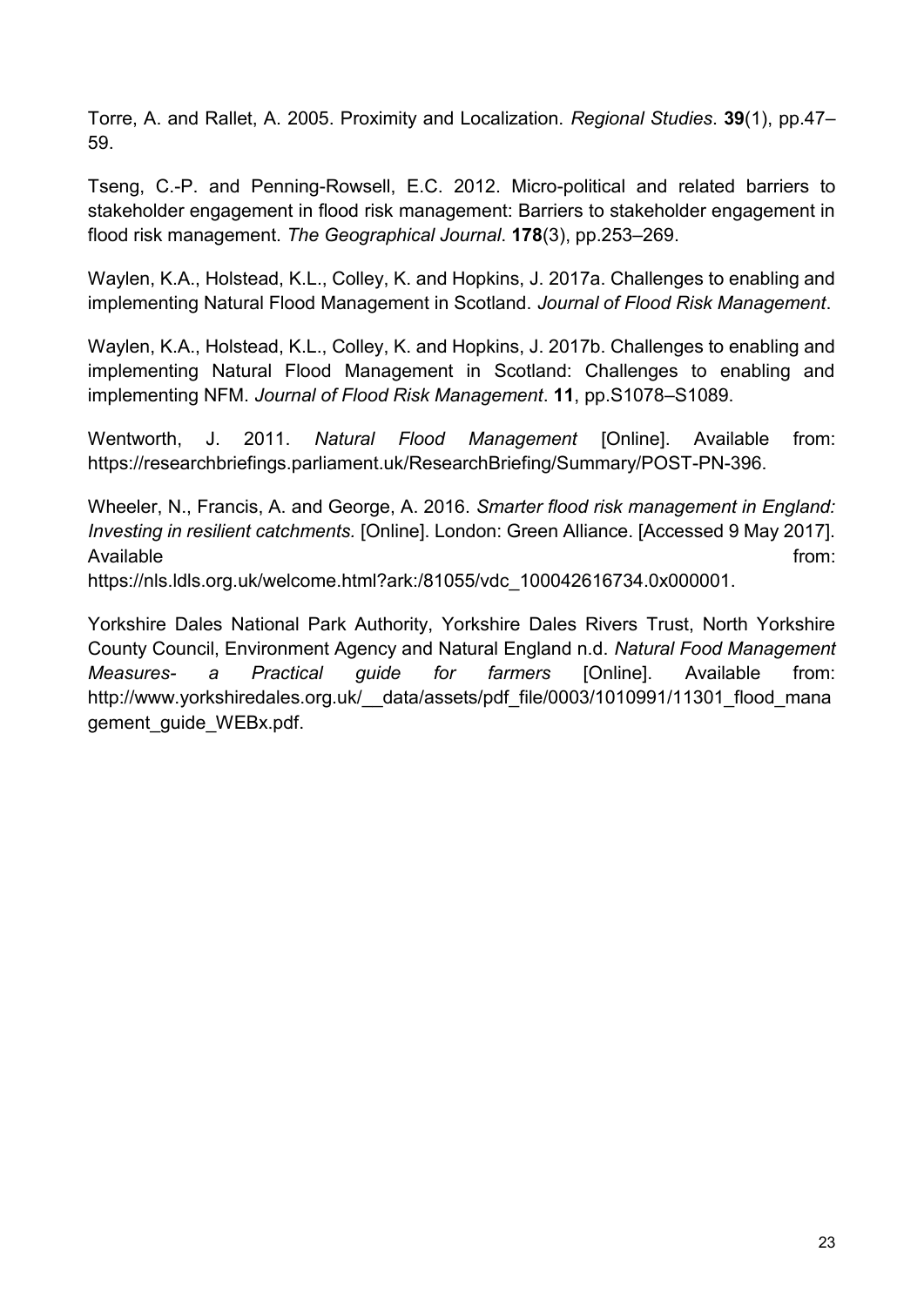Torre, A. and Rallet, A. 2005. Proximity and Localization. *Regional Studies*. **39**(1), pp.47–59.

Tseng, C.-P. and Penning-Rowsell, E.C. 2012. Micro-political and related barriers to stakeholder engagement in flood risk management: Barriers to stakeholder engagement in flood risk management. *The Geographical Journal*. **178**(3), pp.253–269.

Waylen, K.A., Holstead, K.L., Colley, K. and Hopkins, J. 2017a. Challenges to enabling and implementing Natural Flood Management in Scotland. *Journal of Flood Risk Management*.

Waylen, K.A., Holstead, K.L., Colley, K. and Hopkins, J. 2017b. Challenges to enabling and implementing Natural Flood Management in Scotland: Challenges to enabling and implementing NFM. *Journal of Flood Risk Management*. **11**, pp.S1078–S1089.

Wentworth, J. 2011. *Natural Flood Management* [Online]. Available from: https://researchbriefings.parliament.uk/ResearchBriefing/Summary/POST-PN-396.

Wheeler, N., Francis, A. and George, A. 2016. *Smarter flood risk management in England: Investing in resilient catchments.* [Online]. London: Green Alliance. [Accessed 9 May 2017]. Available from: https://nls.ldls.org.uk/welcome.html?ark:/81055/vdc_100042616734.0x000001.

Yorkshire Dales National Park Authority, Yorkshire Dales Rivers Trust, North Yorkshire County Council, Environment Agency and Natural England n.d. *Natural Food Management Measures- a Practical guide for farmers* [Online]. Available from: http://www.yorkshiredales.org.uk/__data/assets/pdf_file/0003/1010991/11301_flood_management_guide_WEBx.pdf.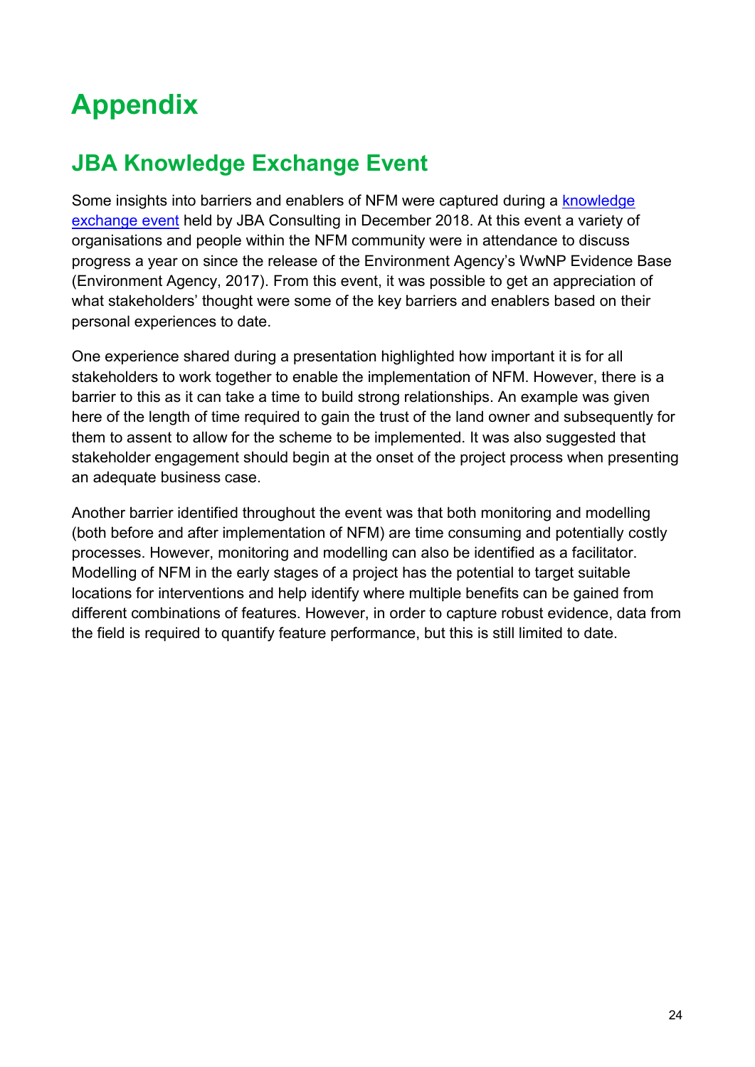# Appendix

## JBA Knowledge Exchange Event

Some insights into barriers and enablers of NFM were captured during a knowledge exchange event held by JBA Consulting in December 2018. At this event a variety of organisations and people within the NFM community were in attendance to discuss progress a year on since the release of the Environment Agency's WwNP Evidence Base (Environment Agency, 2017). From this event, it was possible to get an appreciation of what stakeholders' thought were some of the key barriers and enablers based on their personal experiences to date.

One experience shared during a presentation highlighted how important it is for all stakeholders to work together to enable the implementation of NFM. However, there is a barrier to this as it can take a time to build strong relationships. An example was given here of the length of time required to gain the trust of the land owner and subsequently for them to assent to allow for the scheme to be implemented. It was also suggested that stakeholder engagement should begin at the onset of the project process when presenting an adequate business case.

Another barrier identified throughout the event was that both monitoring and modelling (both before and after implementation of NFM) are time consuming and potentially costly processes. However, monitoring and modelling can also be identified as a facilitator. Modelling of NFM in the early stages of a project has the potential to target suitable locations for interventions and help identify where multiple benefits can be gained from different combinations of features. However, in order to capture robust evidence, data from the field is required to quantify feature performance, but this is still limited to date.